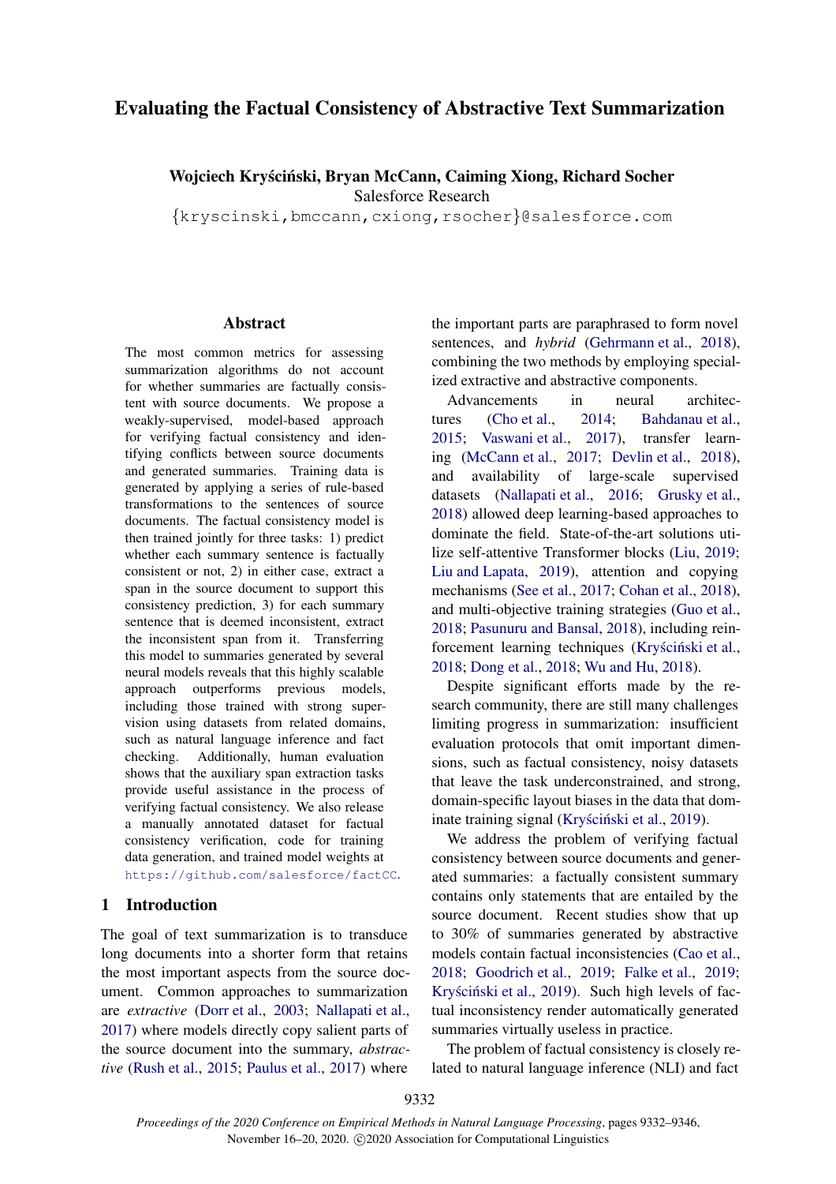# Evaluating the Factual Consistency of Abstractive Text Summarization

**Wojciech Kryściński, Bryan McCann, Caiming Xiong, Richard Socher**
Salesforce Research
{kryscinski,bmccann,cxiong,rsocher}@salesforce.com

## Abstract

The most common metrics for assessing summarization algorithms do not account for whether summaries are factually consistent with source documents. We propose a weakly-supervised, model-based approach for verifying factual consistency and identifying conflicts between source documents and generated summaries. Training data is generated by applying a series of rule-based transformations to the sentences of source documents. The factual consistency model is then trained jointly for three tasks: 1) predict whether each summary sentence is factually consistent or not, 2) in either case, extract a span in the source document to support this consistency prediction, 3) for each summary sentence that is deemed inconsistent, extract the inconsistent span from it. Transferring this model to summaries generated by several neural models reveals that this highly scalable approach outperforms previous models, including those trained with strong supervision using datasets from related domains, such as natural language inference and fact checking. Additionally, human evaluation shows that the auxiliary span extraction tasks provide useful assistance in the process of verifying factual consistency. We also release a manually annotated dataset for factual consistency verification, code for training data generation, and trained model weights at https://github.com/salesforce/factCC.

## 1 Introduction

The goal of text summarization is to transduce long documents into a shorter form that retains the most important aspects from the source document. Common approaches to summarization are *extractive* (Dorr et al., 2003; Nallapati et al., 2017) where models directly copy salient parts of the source document into the summary, *abstractive* (Rush et al., 2015; Paulus et al., 2017) where the important parts are paraphrased to form novel sentences, and *hybrid* (Gehrmann et al., 2018), combining the two methods by employing specialized extractive and abstractive components.

Advancements in neural architectures (Cho et al., 2014; Bahdanau et al., 2015; Vaswani et al., 2017), transfer learning (McCann et al., 2017; Devlin et al., 2018), and availability of large-scale supervised datasets (Nallapati et al., 2016; Grusky et al., 2018) allowed deep learning-based approaches to dominate the field. State-of-the-art solutions utilize self-attentive Transformer blocks (Liu, 2019; Liu and Lapata, 2019), attention and copying mechanisms (See et al., 2017; Cohan et al., 2018), and multi-objective training strategies (Guo et al., 2018; Pasunuru and Bansal, 2018), including reinforcement learning techniques (Kryściński et al., 2018; Dong et al., 2018; Wu and Hu, 2018).

Despite significant efforts made by the research community, there are still many challenges limiting progress in summarization: insufficient evaluation protocols that omit important dimensions, such as factual consistency, noisy datasets that leave the task underconstrained, and strong, domain-specific layout biases in the data that dominate training signal (Kryściński et al., 2019).

We address the problem of verifying factual consistency between source documents and generated summaries: a factually consistent summary contains only statements that are entailed by the source document. Recent studies show that up to 30% of summaries generated by abstractive models contain factual inconsistencies (Cao et al., 2018; Goodrich et al., 2019; Falke et al., 2019; Kryściński et al., 2019). Such high levels of factual inconsistency render automatically generated summaries virtually useless in practice.

The problem of factual consistency is closely related to natural language inference (NLI) and fact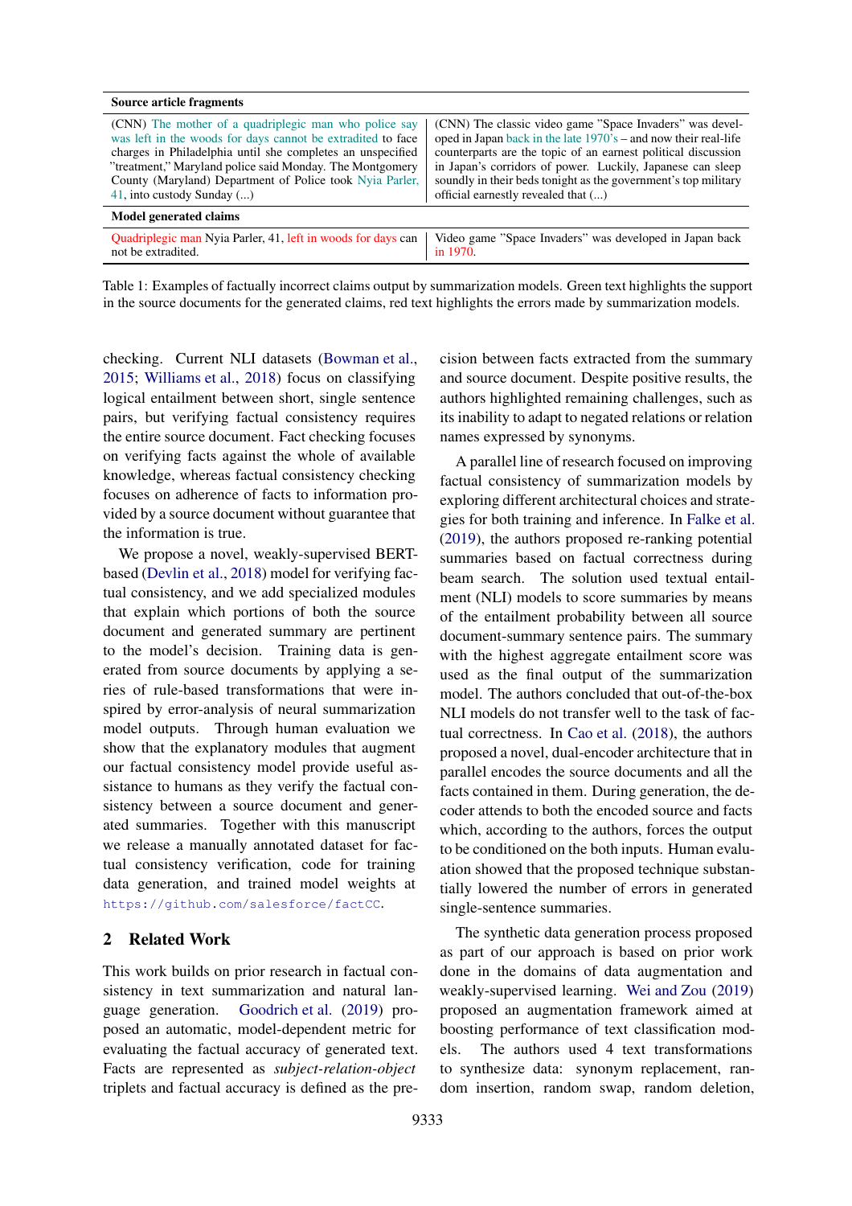| Source article fragments | |
|---|---|
| (CNN) The mother of a quadriplegic man who police say was left in the woods for days cannot be extradited to face charges in Philadelphia until she completes an unspecified "treatment," Maryland police said Monday. The Montgomery County (Maryland) Department of Police took Nyia Parler, 41, into custody Sunday (...) | (CNN) The classic video game "Space Invaders" was developed in Japan back in the late 1970's – and now their real-life counterparts are the topic of an earnest political discussion in Japan's corridors of power. Luckily, Japanese can sleep soundly in their beds tonight as the government's top military official earnestly revealed that (...) |
| **Model generated claims** | |
| Quadriplegic man Nyia Parler, 41, left in woods for days can not be extradited. | Video game "Space Invaders" was developed in Japan back in 1970. |

Table 1: Examples of factually incorrect claims output by summarization models. Green text highlights the support in the source documents for the generated claims, red text highlights the errors made by summarization models.

checking. Current NLI datasets (Bowman et al., 2015; Williams et al., 2018) focus on classifying logical entailment between short, single sentence pairs, but verifying factual consistency requires the entire source document. Fact checking focuses on verifying facts against the whole of available knowledge, whereas factual consistency checking focuses on adherence of facts to information provided by a source document without guarantee that the information is true.

We propose a novel, weakly-supervised BERT-based (Devlin et al., 2018) model for verifying factual consistency, and we add specialized modules that explain which portions of both the source document and generated summary are pertinent to the model's decision. Training data is generated from source documents by applying a series of rule-based transformations that were inspired by error-analysis of neural summarization model outputs. Through human evaluation we show that the explanatory modules that augment our factual consistency model provide useful assistance to humans as they verify the factual consistency between a source document and generated summaries. Together with this manuscript we release a manually annotated dataset for factual consistency verification, code for training data generation, and trained model weights at https://github.com/salesforce/factCC.

## 2 Related Work

This work builds on prior research in factual consistency in text summarization and natural language generation. Goodrich et al. (2019) proposed an automatic, model-dependent metric for evaluating the factual accuracy of generated text. Facts are represented as *subject-relation-object* triplets and factual accuracy is defined as the precision between facts extracted from the summary and source document. Despite positive results, the authors highlighted remaining challenges, such as its inability to adapt to negated relations or relation names expressed by synonyms.

A parallel line of research focused on improving factual consistency of summarization models by exploring different architectural choices and strategies for both training and inference. In Falke et al. (2019), the authors proposed re-ranking potential summaries based on factual correctness during beam search. The solution used textual entailment (NLI) models to score summaries by means of the entailment probability between all source document-summary sentence pairs. The summary with the highest aggregate entailment score was used as the final output of the summarization model. The authors concluded that out-of-the-box NLI models do not transfer well to the task of factual correctness. In Cao et al. (2018), the authors proposed a novel, dual-encoder architecture that in parallel encodes the source documents and all the facts contained in them. During generation, the decoder attends to both the encoded source and facts which, according to the authors, forces the output to be conditioned on the both inputs. Human evaluation showed that the proposed technique substantially lowered the number of errors in generated single-sentence summaries.

The synthetic data generation process proposed as part of our approach is based on prior work done in the domains of data augmentation and weakly-supervised learning. Wei and Zou (2019) proposed an augmentation framework aimed at boosting performance of text classification models. The authors used 4 text transformations to synthesize data: synonym replacement, random insertion, random swap, random deletion,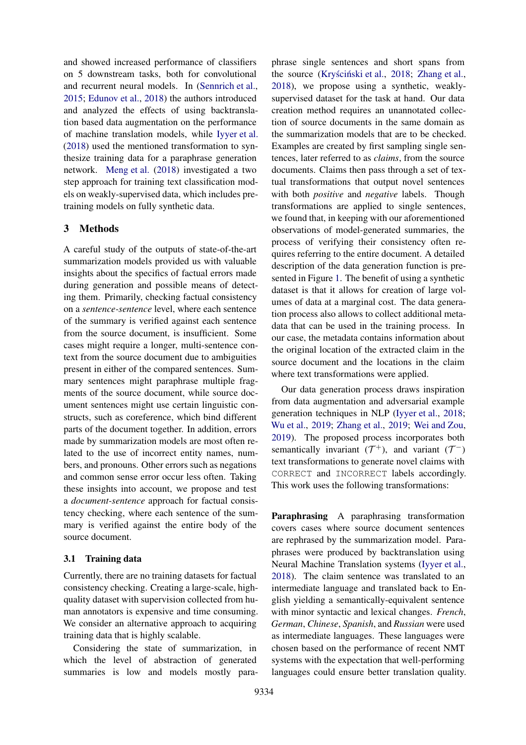and showed increased performance of classifiers on 5 downstream tasks, both for convolutional and recurrent neural models. In (Sennrich et al., 2015; Edunov et al., 2018) the authors introduced and analyzed the effects of using backtranslation based data augmentation on the performance of machine translation models, while Iyyer et al. (2018) used the mentioned transformation to synthesize training data for a paraphrase generation network. Meng et al. (2018) investigated a two step approach for training text classification models on weakly-supervised data, which includes pretraining models on fully synthetic data.

## 3 Methods

A careful study of the outputs of state-of-the-art summarization models provided us with valuable insights about the specifics of factual errors made during generation and possible means of detecting them. Primarily, checking factual consistency on a *sentence-sentence* level, where each sentence of the summary is verified against each sentence from the source document, is insufficient. Some cases might require a longer, multi-sentence context from the source document due to ambiguities present in either of the compared sentences. Summary sentences might paraphrase multiple fragments of the source document, while source document sentences might use certain linguistic constructs, such as coreference, which bind different parts of the document together. In addition, errors made by summarization models are most often related to the use of incorrect entity names, numbers, and pronouns. Other errors such as negations and common sense error occur less often. Taking these insights into account, we propose and test a *document-sentence* approach for factual consistency checking, where each sentence of the summary is verified against the entire body of the source document.

### 3.1 Training data

Currently, there are no training datasets for factual consistency checking. Creating a large-scale, high-quality dataset with supervision collected from human annotators is expensive and time consuming. We consider an alternative approach to acquiring training data that is highly scalable.

Considering the state of summarization, in which the level of abstraction of generated summaries is low and models mostly paraphrase single sentences and short spans from the source (Kryściński et al., 2018; Zhang et al., 2018), we propose using a synthetic, weakly-supervised dataset for the task at hand. Our data creation method requires an unannotated collection of source documents in the same domain as the summarization models that are to be checked. Examples are created by first sampling single sentences, later referred to as *claims*, from the source documents. Claims then pass through a set of textual transformations that output novel sentences with both *positive* and *negative* labels. Though transformations are applied to single sentences, we found that, in keeping with our aforementioned observations of model-generated summaries, the process of verifying their consistency often requires referring to the entire document. A detailed description of the data generation function is presented in Figure 1. The benefit of using a synthetic dataset is that it allows for creation of large volumes of data at a marginal cost. The data generation process also allows to collect additional metadata that can be used in the training process. In our case, the metadata contains information about the original location of the extracted claim in the source document and the locations in the claim where text transformations were applied.

Our data generation process draws inspiration from data augmentation and adversarial example generation techniques in NLP (Iyyer et al., 2018; Wu et al., 2019; Zhang et al., 2019; Wei and Zou, 2019). The proposed process incorporates both semantically invariant ($\mathcal{T}^+$), and variant ($\mathcal{T}^-$) text transformations to generate novel claims with CORRECT and INCORRECT labels accordingly. This work uses the following transformations:

**Paraphrasing** A paraphrasing transformation covers cases where source document sentences are rephrased by the summarization model. Paraphrases were produced by backtranslation using Neural Machine Translation systems (Iyyer et al., 2018). The claim sentence was translated to an intermediate language and translated back to English yielding a semantically-equivalent sentence with minor syntactic and lexical changes. *French*, *German*, *Chinese*, *Spanish*, and *Russian* were used as intermediate languages. These languages were chosen based on the performance of recent NMT systems with the expectation that well-performing languages could ensure better translation quality.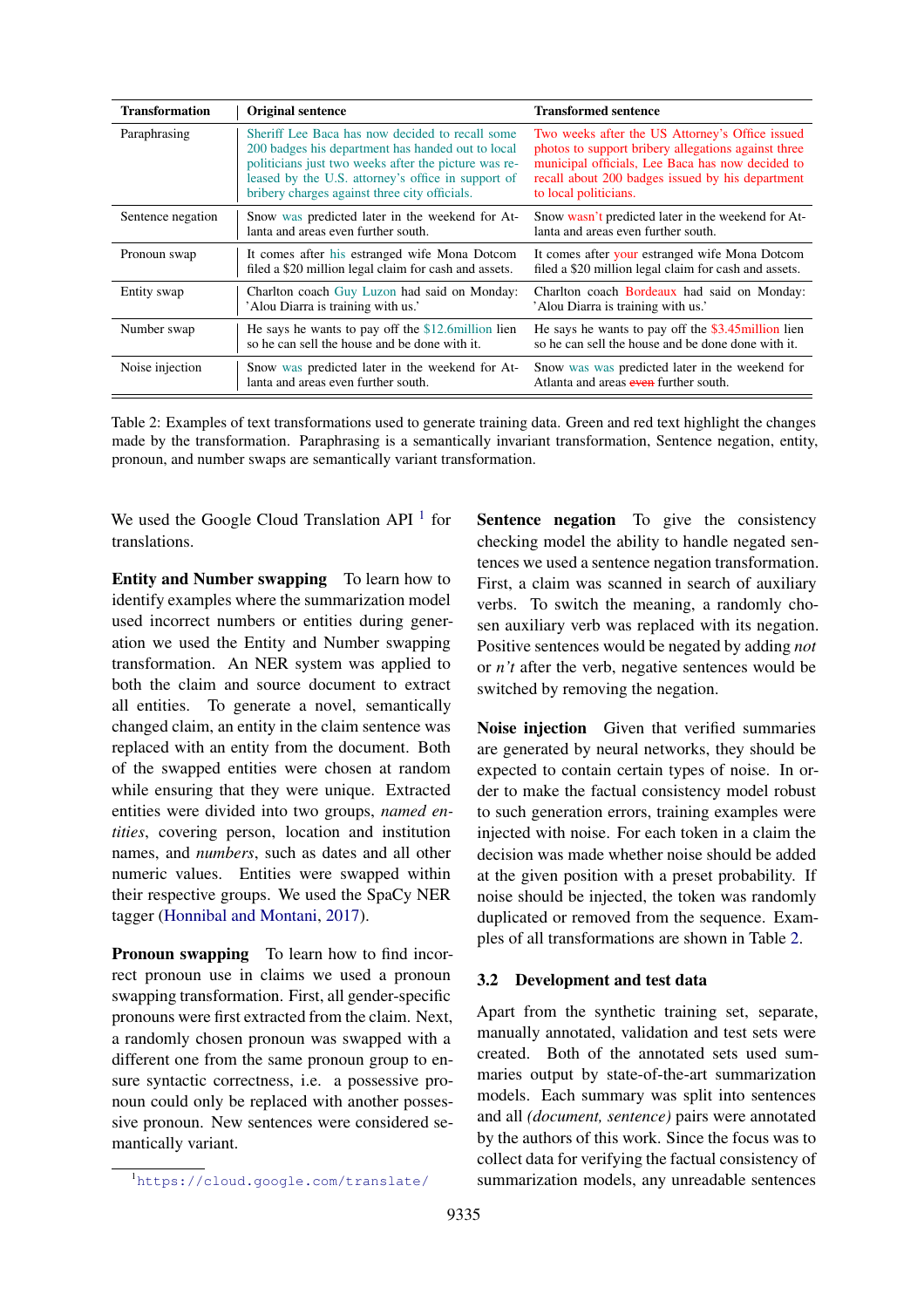| Transformation | Original sentence | Transformed sentence |
|---|---|---|
| Paraphrasing | Sheriff Lee Baca has now decided to recall some 200 badges his department has handed out to local politicians just two weeks after the picture was released by the U.S. attorney's office in support of bribery charges against three city officials. | Two weeks after the US Attorney's Office issued photos to support bribery allegations against three municipal officials, Lee Baca has now decided to recall about 200 badges issued by his department to local politicians. |
| Sentence negation | Snow was predicted later in the weekend for Atlanta and areas even further south. | Snow wasn't predicted later in the weekend for Atlanta and areas even further south. |
| Pronoun swap | It comes after his estranged wife Mona Dotcom filed a $20 million legal claim for cash and assets. | It comes after your estranged wife Mona Dotcom filed a $20 million legal claim for cash and assets. |
| Entity swap | Charlton coach Guy Luzon had said on Monday: 'Alou Diarra is training with us.' | Charlton coach Bordeaux had said on Monday: 'Alou Diarra is training with us.' |
| Number swap | He says he wants to pay off the $12.6million lien so he can sell the house and be done with it. | He says he wants to pay off the $3.45million lien so he can sell the house and be done done with it. |
| Noise injection | Snow was predicted later in the weekend for Atlanta and areas even further south. | Snow was was predicted later in the weekend for Atlanta and areas ~~even~~ further south. |

Table 2: Examples of text transformations used to generate training data. Green and red text highlight the changes made by the transformation. Paraphrasing is a semantically invariant transformation, Sentence negation, entity, pronoun, and number swaps are semantically variant transformation.

We used the Google Cloud Translation API [1] for translations.

**Entity and Number swapping** To learn how to identify examples where the summarization model used incorrect numbers or entities during generation we used the Entity and Number swapping transformation. An NER system was applied to both the claim and source document to extract all entities. To generate a novel, semantically changed claim, an entity in the claim sentence was replaced with an entity from the document. Both of the swapped entities were chosen at random while ensuring that they were unique. Extracted entities were divided into two groups, *named entities*, covering person, location and institution names, and *numbers*, such as dates and all other numeric values. Entities were swapped within their respective groups. We used the SpaCy NER tagger (Honnibal and Montani, 2017).

**Pronoun swapping** To learn how to find incorrect pronoun use in claims we used a pronoun swapping transformation. First, all gender-specific pronouns were first extracted from the claim. Next, a randomly chosen pronoun was swapped with a different one from the same pronoun group to ensure syntactic correctness, i.e. a possessive pronoun could only be replaced with another possessive pronoun. New sentences were considered semantically variant.

**Sentence negation** To give the consistency checking model the ability to handle negated sentences we used a sentence negation transformation. First, a claim was scanned in search of auxiliary verbs. To switch the meaning, a randomly chosen auxiliary verb was replaced with its negation. Positive sentences would be negated by adding *not* or *n't* after the verb, negative sentences would be switched by removing the negation.

**Noise injection** Given that verified summaries are generated by neural networks, they should be expected to contain certain types of noise. In order to make the factual consistency model robust to such generation errors, training examples were injected with noise. For each token in a claim the decision was made whether noise should be added at the given position with a preset probability. If noise should be injected, the token was randomly duplicated or removed from the sequence. Examples of all transformations are shown in Table 2.

### 3.2 Development and test data

Apart from the synthetic training set, separate, manually annotated, validation and test sets were created. Both of the annotated sets used summaries output by state-of-the-art summarization models. Each summary was split into sentences and all *(document, sentence)* pairs were annotated by the authors of this work. Since the focus was to collect data for verifying the factual consistency of summarization models, any unreadable sentences

[1] https://cloud.google.com/translate/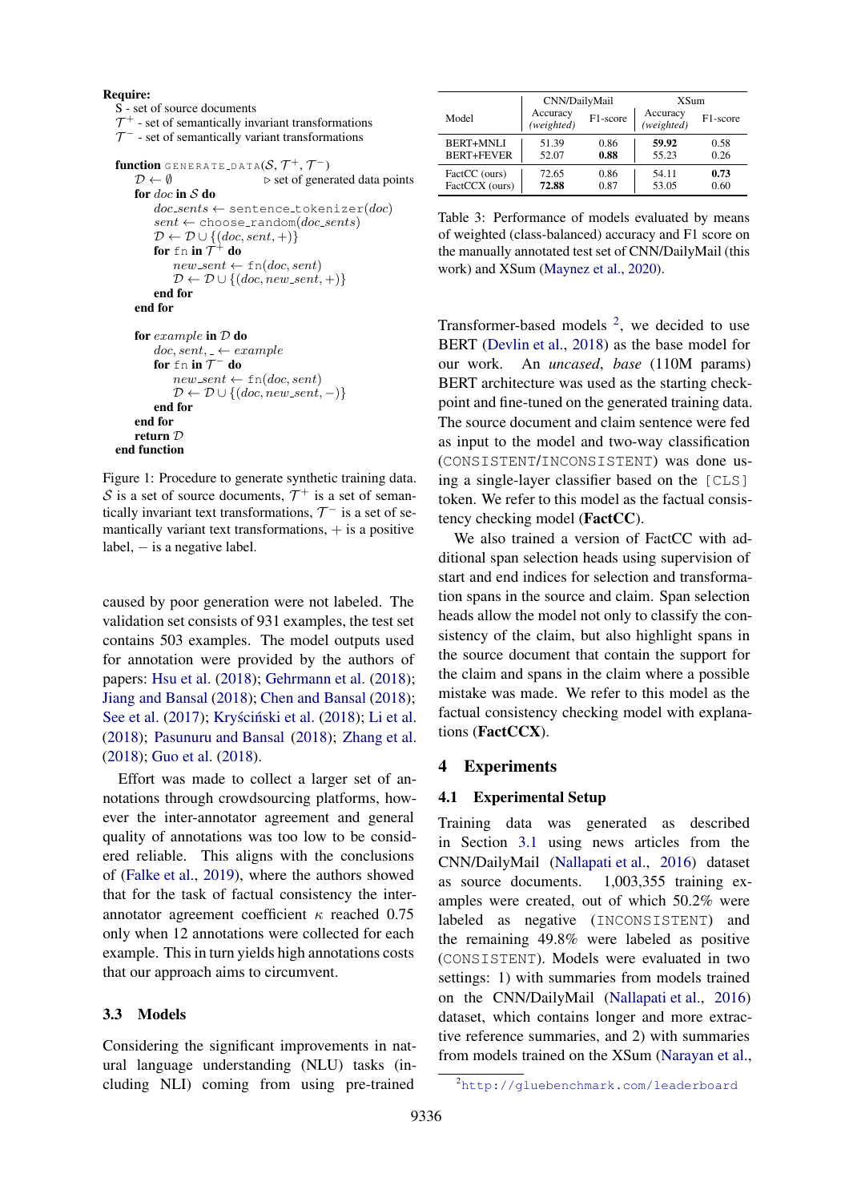**Require:**
S - set of source documents
$\mathcal{T}^+$ - set of semantically invariant transformations
$\mathcal{T}^-$ - set of semantically variant transformations

```
function GENERATE_DATA(S, T+, T-)
    D ← ∅                                  ▷ set of generated data points
    for doc in S do
        doc_sents ← sentence_tokenizer(doc)
        sent ← choose_random(doc_sents)
        D ← D ∪ {(doc, sent, +)}
        for fn in T+ do
            new_sent ← fn(doc, sent)
            D ← D ∪ {(doc, new_sent, +)}
        end for
    end for

    for example in D do
        doc, sent, _ ← example
        for fn in T- do
            new_sent ← fn(doc, sent)
            D ← D ∪ {(doc, new_sent, −)}
        end for
    end for
    return D
end function
```

Figure 1: Procedure to generate synthetic training data. $\mathcal{S}$ is a set of source documents, $\mathcal{T}^+$ is a set of semantically invariant text transformations, $\mathcal{T}^-$ is a set of semantically variant text transformations, $+$ is a positive label, $-$ is a negative label.

caused by poor generation were not labeled. The validation set consists of 931 examples, the test set contains 503 examples. The model outputs used for annotation were provided by the authors of papers: Hsu et al. (2018); Gehrmann et al. (2018); Jiang and Bansal (2018); Chen and Bansal (2018); See et al. (2017); Kryściński et al. (2018); Li et al. (2018); Pasunuru and Bansal (2018); Zhang et al. (2018); Guo et al. (2018).

Effort was made to collect a larger set of annotations through crowdsourcing platforms, however the inter-annotator agreement and general quality of annotations was too low to be considered reliable. This aligns with the conclusions of (Falke et al., 2019), where the authors showed that for the task of factual consistency the inter-annotator agreement coefficient $\kappa$ reached 0.75 only when 12 annotations were collected for each example. This in turn yields high annotations costs that our approach aims to circumvent.

### 3.3 Models

Considering the significant improvements in natural language understanding (NLU) tasks (including NLI) coming from using pre-trained Transformer-based models [2], we decided to use BERT (Devlin et al., 2018) as the base model for our work. An *uncased*, *base* (110M params) BERT architecture was used as the starting checkpoint and fine-tuned on the generated training data. The source document and claim sentence were fed as input to the model and two-way classification (CONSISTENT/INCONSISTENT) was done using a single-layer classifier based on the [CLS] token. We refer to this model as the factual consistency checking model (**FactCC**).

We also trained a version of FactCC with additional span selection heads using supervision of start and end indices for selection and transformation spans in the source and claim. Span selection heads allow the model not only to classify the consistency of the claim, but also highlight spans in the source document that contain the support for the claim and spans in the claim where a possible mistake was made. We refer to this model as the factual consistency checking model with explanations (**FactCCX**).

| Model | CNN/DailyMail Accuracy (*weighted*) | CNN/DailyMail F1-score | XSum Accuracy (*weighted*) | XSum F1-score |
|---|---|---|---|---|
| BERT+MNLI | 51.39 | 0.86 | **59.92** | 0.58 |
| BERT+FEVER | 52.07 | **0.88** | 55.23 | 0.26 |
| FactCC (ours) | 72.65 | 0.86 | 54.11 | **0.73** |
| FactCCX (ours) | **72.88** | 0.87 | 53.05 | 0.60 |

Table 3: Performance of models evaluated by means of weighted (class-balanced) accuracy and F1 score on the manually annotated test set of CNN/DailyMail (this work) and XSum (Maynez et al., 2020).

## 4 Experiments

### 4.1 Experimental Setup

Training data was generated as described in Section 3.1 using news articles from the CNN/DailyMail (Nallapati et al., 2016) dataset as source documents. 1,003,355 training examples were created, out of which 50.2% were labeled as negative (INCONSISTENT) and the remaining 49.8% were labeled as positive (CONSISTENT). Models were evaluated in two settings: 1) with summaries from models trained on the CNN/DailyMail (Nallapati et al., 2016) dataset, which contains longer and more extractive reference summaries, and 2) with summaries from models trained on the XSum (Narayan et al.,

[2] http://gluebenchmark.com/leaderboard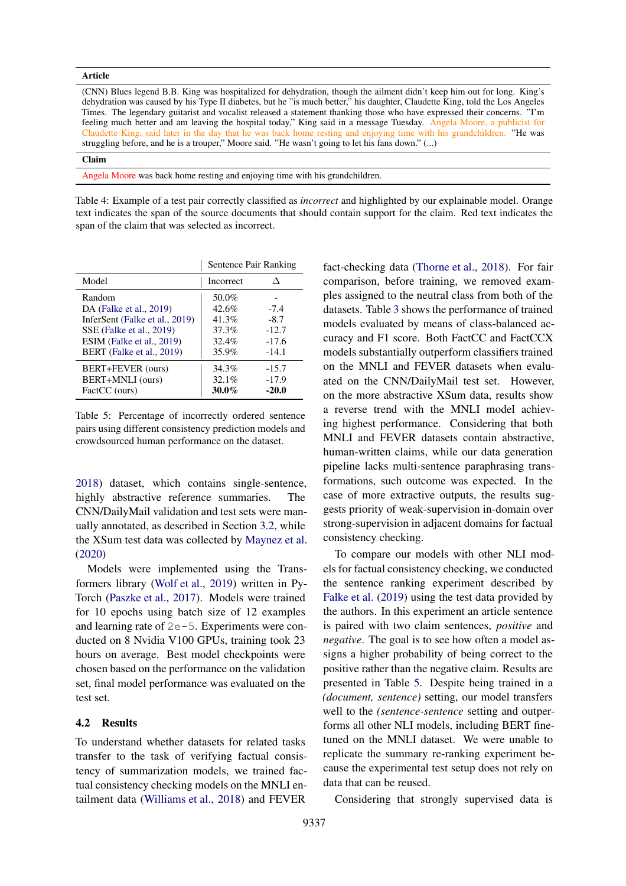| Article |
| --- |
| (CNN) Blues legend B.B. King was hospitalized for dehydration, though the ailment didn't keep him out for long. King's dehydration was caused by his Type II diabetes, but he "is much better," his daughter, Claudette King, told the Los Angeles Times. The legendary guitarist and vocalist released a statement thanking those who have expressed their concerns. "I'm feeling much better and am leaving the hospital today," King said in a message Tuesday. Angela Moore, a publicist for Claudette King, said later in the day that he was back home resting and enjoying time with his grandchildren. "He was struggling before, and he is a trouper," Moore said. "He wasn't going to let his fans down." (...) |
| **Claim** |
| Angela Moore was back home resting and enjoying time with his grandchildren. |

Table 4: Example of a test pair correctly classified as *incorrect* and highlighted by our explainable model. Orange text indicates the span of the source documents that should contain support for the claim. Red text indicates the span of the claim that was selected as incorrect.

| | Sentence Pair Ranking | |
| --- | --- | --- |
| Model | Incorrect | Δ |
| Random | 50.0% | - |
| DA (Falke et al., 2019) | 42.6% | -7.4 |
| InferSent (Falke et al., 2019) | 41.3% | -8.7 |
| SSE (Falke et al., 2019) | 37.3% | -12.7 |
| ESIM (Falke et al., 2019) | 32.4% | -17.6 |
| BERT (Falke et al., 2019) | 35.9% | -14.1 |
| BERT+FEVER (ours) | 34.3% | -15.7 |
| BERT+MNLI (ours) | 32.1% | -17.9 |
| FactCC (ours) | **30.0%** | **-20.0** |

Table 5: Percentage of incorrectly ordered sentence pairs using different consistency prediction models and crowdsourced human performance on the dataset.

2018) dataset, which contains single-sentence, highly abstractive reference summaries. The CNN/DailyMail validation and test sets were manually annotated, as described in Section 3.2, while the XSum test data was collected by Maynez et al. (2020)

Models were implemented using the Transformers library (Wolf et al., 2019) written in PyTorch (Paszke et al., 2017). Models were trained for 10 epochs using batch size of 12 examples and learning rate of 2e-5. Experiments were conducted on 8 Nvidia V100 GPUs, training took 23 hours on average. Best model checkpoints were chosen based on the performance on the validation set, final model performance was evaluated on the test set.

### 4.2 Results

To understand whether datasets for related tasks transfer to the task of verifying factual consistency of summarization models, we trained factual consistency checking models on the MNLI entailment data (Williams et al., 2018) and FEVER fact-checking data (Thorne et al., 2018). For fair comparison, before training, we removed examples assigned to the neutral class from both of the datasets. Table 3 shows the performance of trained models evaluated by means of class-balanced accuracy and F1 score. Both FactCC and FactCCX models substantially outperform classifiers trained on the MNLI and FEVER datasets when evaluated on the CNN/DailyMail test set. However, on the more abstractive XSum data, results show a reverse trend with the MNLI model achieving highest performance. Considering that both MNLI and FEVER datasets contain abstractive, human-written claims, while our data generation pipeline lacks multi-sentence paraphrasing transformations, such outcome was expected. In the case of more extractive outputs, the results suggests priority of weak-supervision in-domain over strong-supervision in adjacent domains for factual consistency checking.

To compare our models with other NLI models for factual consistency checking, we conducted the sentence ranking experiment described by Falke et al. (2019) using the test data provided by the authors. In this experiment an article sentence is paired with two claim sentences, *positive* and *negative*. The goal is to see how often a model assigns a higher probability of being correct to the positive rather than the negative claim. Results are presented in Table 5. Despite being trained in a *(document, sentence)* setting, our model transfers well to the *(sentence-sentence* setting and outperforms all other NLI models, including BERT fine-tuned on the MNLI dataset. We were unable to replicate the summary re-ranking experiment because the experimental test setup does not rely on data that can be reused.

Considering that strongly supervised data is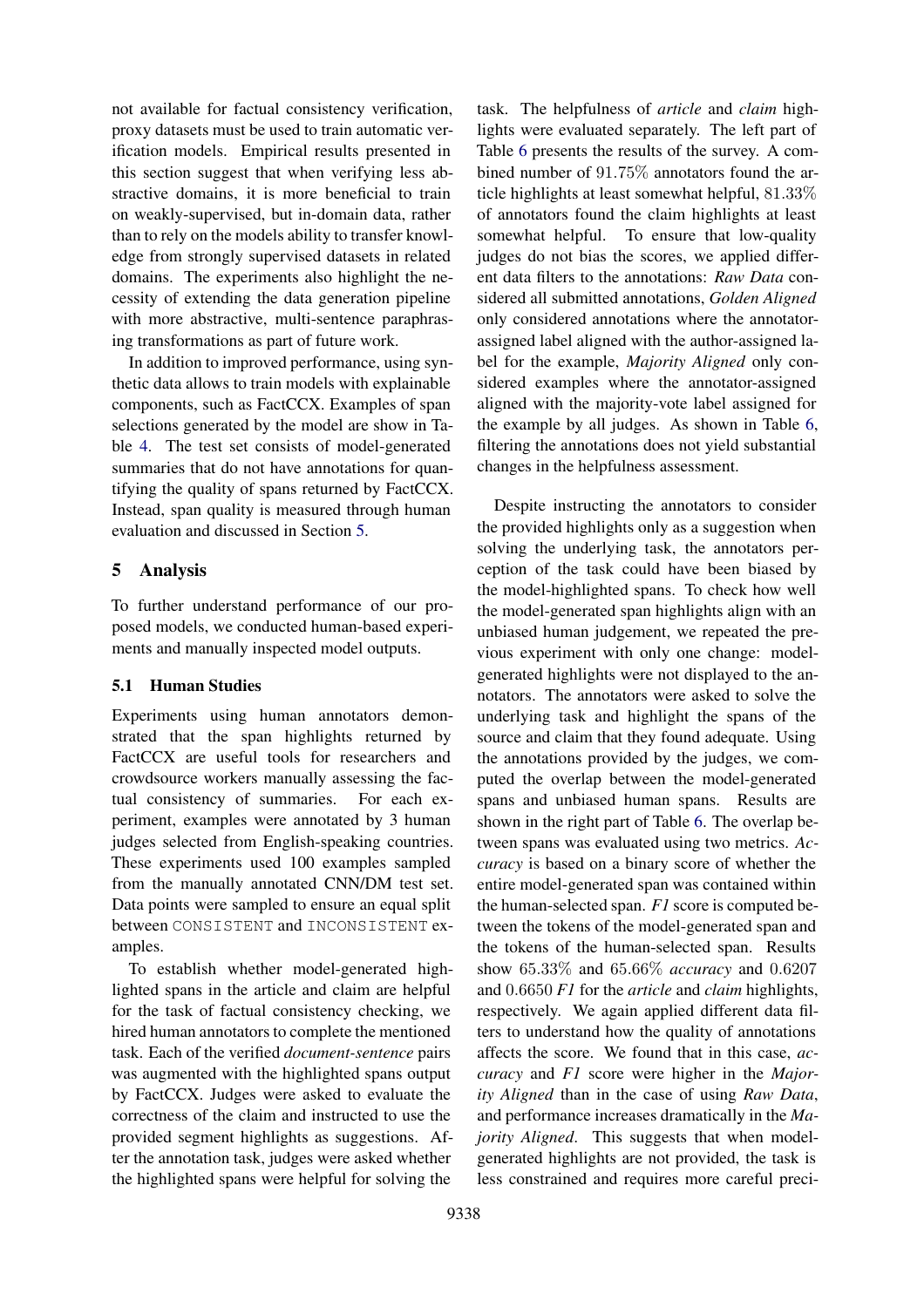not available for factual consistency verification, proxy datasets must be used to train automatic verification models. Empirical results presented in this section suggest that when verifying less abstractive domains, it is more beneficial to train on weakly-supervised, but in-domain data, rather than to rely on the models ability to transfer knowledge from strongly supervised datasets in related domains. The experiments also highlight the necessity of extending the data generation pipeline with more abstractive, multi-sentence paraphrasing transformations as part of future work.

In addition to improved performance, using synthetic data allows to train models with explainable components, such as FactCCX. Examples of span selections generated by the model are show in Table 4. The test set consists of model-generated summaries that do not have annotations for quantifying the quality of spans returned by FactCCX. Instead, span quality is measured through human evaluation and discussed in Section 5.

## 5 Analysis

To further understand performance of our proposed models, we conducted human-based experiments and manually inspected model outputs.

### 5.1 Human Studies

Experiments using human annotators demonstrated that the span highlights returned by FactCCX are useful tools for researchers and crowdsource workers manually assessing the factual consistency of summaries. For each experiment, examples were annotated by 3 human judges selected from English-speaking countries. These experiments used 100 examples sampled from the manually annotated CNN/DM test set. Data points were sampled to ensure an equal split between `CONSISTENT` and `INCONSISTENT` examples.

To establish whether model-generated highlighted spans in the article and claim are helpful for the task of factual consistency checking, we hired human annotators to complete the mentioned task. Each of the verified *document-sentence* pairs was augmented with the highlighted spans output by FactCCX. Judges were asked to evaluate the correctness of the claim and instructed to use the provided segment highlights as suggestions. After the annotation task, judges were asked whether the highlighted spans were helpful for solving the task. The helpfulness of *article* and *claim* highlights were evaluated separately. The left part of Table 6 presents the results of the survey. A combined number of $91.75\%$ annotators found the article highlights at least somewhat helpful, $81.33\%$ of annotators found the claim highlights at least somewhat helpful. To ensure that low-quality judges do not bias the scores, we applied different data filters to the annotations: *Raw Data* considered all submitted annotations, *Golden Aligned* only considered annotations where the annotator-assigned label aligned with the author-assigned label for the example, *Majority Aligned* only considered examples where the annotator-assigned aligned with the majority-vote label assigned for the example by all judges. As shown in Table 6, filtering the annotations does not yield substantial changes in the helpfulness assessment.

Despite instructing the annotators to consider the provided highlights only as a suggestion when solving the underlying task, the annotators perception of the task could have been biased by the model-highlighted spans. To check how well the model-generated span highlights align with an unbiased human judgement, we repeated the previous experiment with only one change: model-generated highlights were not displayed to the annotators. The annotators were asked to solve the underlying task and highlight the spans of the source and claim that they found adequate. Using the annotations provided by the judges, we computed the overlap between the model-generated spans and unbiased human spans. Results are shown in the right part of Table 6. The overlap between spans was evaluated using two metrics. *Accuracy* is based on a binary score of whether the entire model-generated span was contained within the human-selected span. *F1* score is computed between the tokens of the model-generated span and the tokens of the human-selected span. Results show $65.33\%$ and $65.66\%$ *accuracy* and $0.6207$ and $0.6650$ *F1* for the *article* and *claim* highlights, respectively. We again applied different data filters to understand how the quality of annotations affects the score. We found that in this case, *accuracy* and *F1* score were higher in the *Majority Aligned* than in the case of using *Raw Data*, and performance increases dramatically in the *Majority Aligned*. This suggests that when model-generated highlights are not provided, the task is less constrained and requires more careful preci-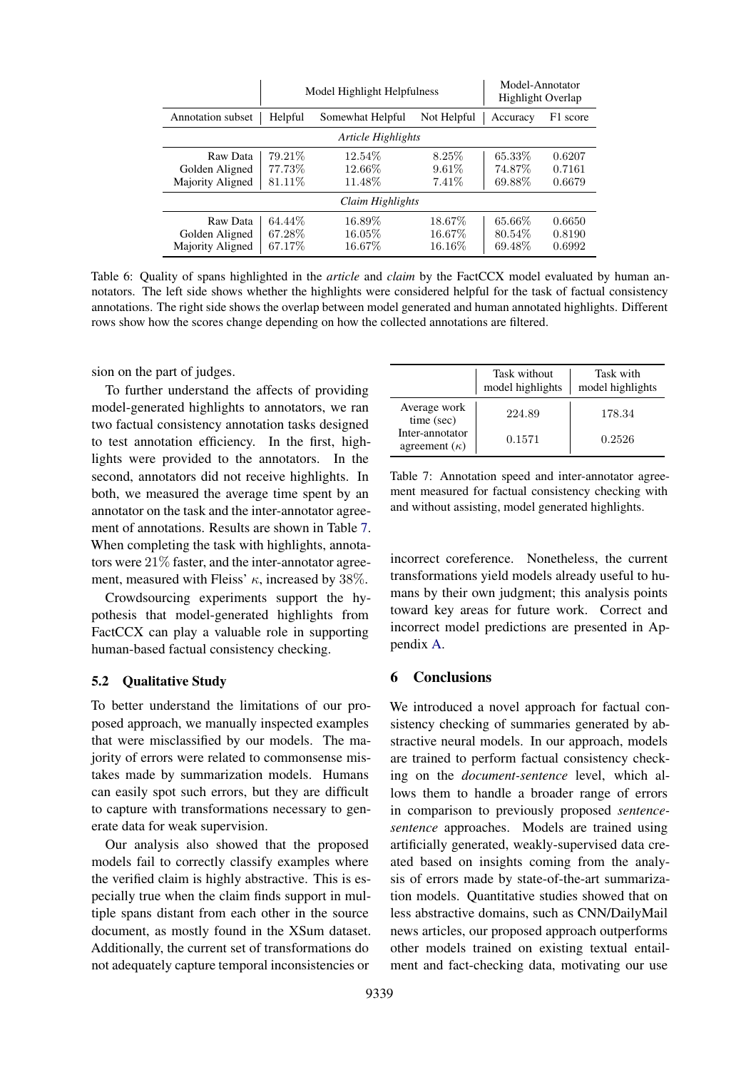| | Model Highlight Helpfulness | | | Model-Annotator Highlight Overlap | |
|---|---|---|---|---|---|
| Annotation subset | Helpful | Somewhat Helpful | Not Helpful | Accuracy | F1 score |
| *Article Highlights* | | | | | |
| Raw Data | 79.21% | 12.54% | 8.25% | 65.33% | 0.6207 |
| Golden Aligned | 77.73% | 12.66% | 9.61% | 74.87% | 0.7161 |
| Majority Aligned | 81.11% | 11.48% | 7.41% | 69.88% | 0.6679 |
| *Claim Highlights* | | | | | |
| Raw Data | 64.44% | 16.89% | 18.67% | 65.66% | 0.6650 |
| Golden Aligned | 67.28% | 16.05% | 16.67% | 80.54% | 0.8190 |
| Majority Aligned | 67.17% | 16.67% | 16.16% | 69.48% | 0.6992 |

Table 6: Quality of spans highlighted in the *article* and *claim* by the FactCCX model evaluated by human annotators. The left side shows whether the highlights were considered helpful for the task of factual consistency annotations. The right side shows the overlap between model generated and human annotated highlights. Different rows show how the scores change depending on how the collected annotations are filtered.

sion on the part of judges.

To further understand the affects of providing model-generated highlights to annotators, we ran two factual consistency annotation tasks designed to test annotation efficiency. In the first, highlights were provided to the annotators. In the second, annotators did not receive highlights. In both, we measured the average time spent by an annotator on the task and the inter-annotator agreement of annotations. Results are shown in Table 7. When completing the task with highlights, annotators were 21% faster, and the inter-annotator agreement, measured with Fleiss' $\kappa$, increased by 38%.

Crowdsourcing experiments support the hypothesis that model-generated highlights from FactCCX can play a valuable role in supporting human-based factual consistency checking.

| | Task without model highlights | Task with model highlights |
|---|---|---|
| Average work time (sec) | 224.89 | 178.34 |
| Inter-annotator agreement ($\kappa$) | 0.1571 | 0.2526 |

Table 7: Annotation speed and inter-annotator agreement measured for factual consistency checking with and without assisting, model generated highlights.

### 5.2 Qualitative Study

To better understand the limitations of our proposed approach, we manually inspected examples that were misclassified by our models. The majority of errors were related to commonsense mistakes made by summarization models. Humans can easily spot such errors, but they are difficult to capture with transformations necessary to generate data for weak supervision.

Our analysis also showed that the proposed models fail to correctly classify examples where the verified claim is highly abstractive. This is especially true when the claim finds support in multiple spans distant from each other in the source document, as mostly found in the XSum dataset. Additionally, the current set of transformations do not adequately capture temporal inconsistencies or incorrect coreference. Nonetheless, the current transformations yield models already useful to humans by their own judgment; this analysis points toward key areas for future work. Correct and incorrect model predictions are presented in Appendix A.

## 6 Conclusions

We introduced a novel approach for factual consistency checking of summaries generated by abstractive neural models. In our approach, models are trained to perform factual consistency checking on the *document-sentence* level, which allows them to handle a broader range of errors in comparison to previously proposed *sentence-sentence* approaches. Models are trained using artificially generated, weakly-supervised data created based on insights coming from the analysis of errors made by state-of-the-art summarization models. Quantitative studies showed that on less abstractive domains, such as CNN/DailyMail news articles, our proposed approach outperforms other models trained on existing textual entailment and fact-checking data, motivating our use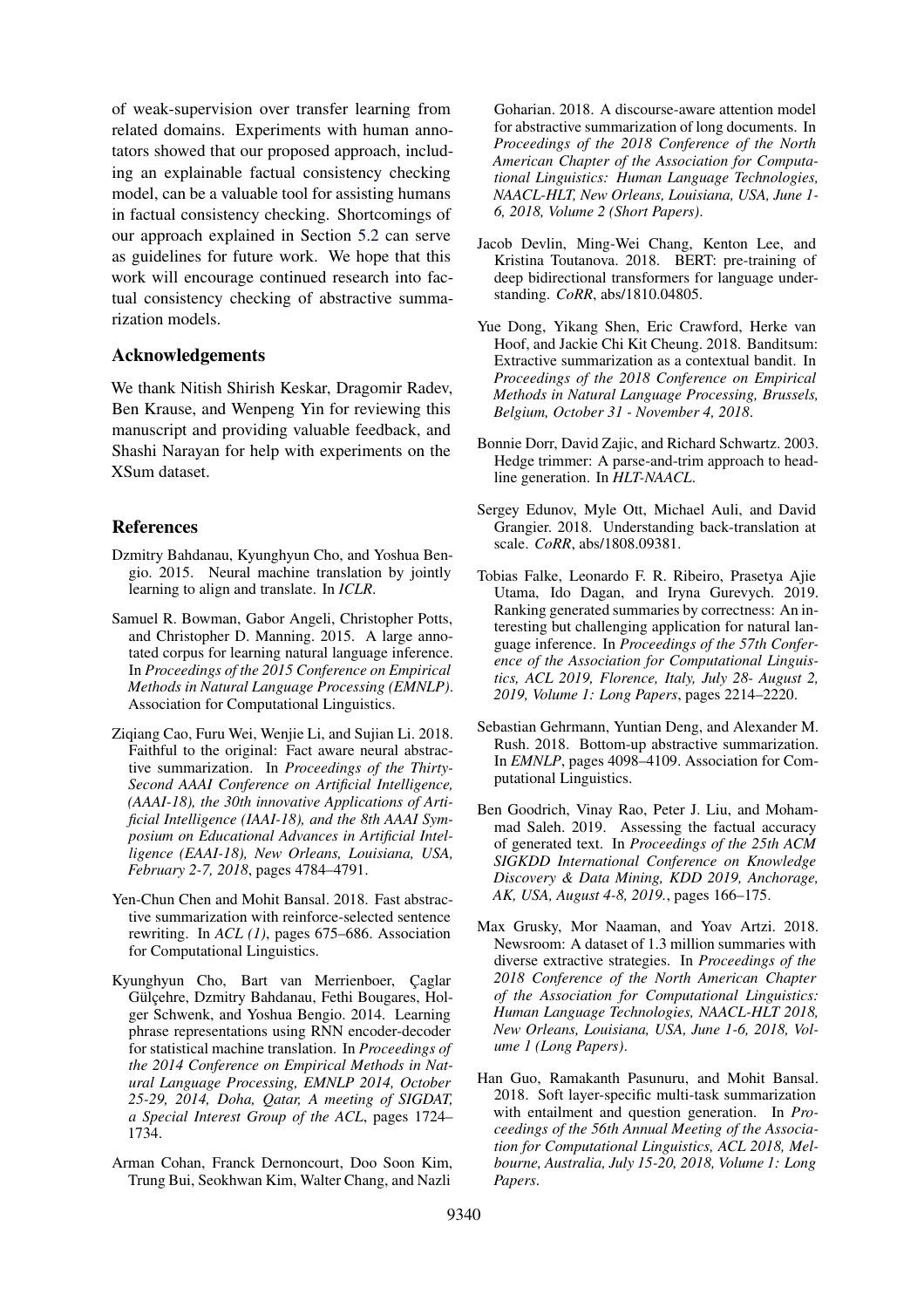of weak-supervision over transfer learning from related domains. Experiments with human annotators showed that our proposed approach, including an explainable factual consistency checking model, can be a valuable tool for assisting humans in factual consistency checking. Shortcomings of our approach explained in Section 5.2 can serve as guidelines for future work. We hope that this work will encourage continued research into factual consistency checking of abstractive summarization models.

## Acknowledgements

We thank Nitish Shirish Keskar, Dragomir Radev, Ben Krause, and Wenpeng Yin for reviewing this manuscript and providing valuable feedback, and Shashi Narayan for help with experiments on the XSum dataset.

## References

Dzmitry Bahdanau, Kyunghyun Cho, and Yoshua Bengio. 2015. Neural machine translation by jointly learning to align and translate. In *ICLR*.

Samuel R. Bowman, Gabor Angeli, Christopher Potts, and Christopher D. Manning. 2015. A large annotated corpus for learning natural language inference. In *Proceedings of the 2015 Conference on Empirical Methods in Natural Language Processing (EMNLP)*. Association for Computational Linguistics.

Ziqiang Cao, Furu Wei, Wenjie Li, and Sujian Li. 2018. Faithful to the original: Fact aware neural abstractive summarization. In *Proceedings of the Thirty-Second AAAI Conference on Artificial Intelligence, (AAAI-18), the 30th innovative Applications of Artificial Intelligence (IAAI-18), and the 8th AAAI Symposium on Educational Advances in Artificial Intelligence (EAAI-18), New Orleans, Louisiana, USA, February 2-7, 2018*, pages 4784–4791.

Yen-Chun Chen and Mohit Bansal. 2018. Fast abstractive summarization with reinforce-selected sentence rewriting. In *ACL (1)*, pages 675–686. Association for Computational Linguistics.

Kyunghyun Cho, Bart van Merrienboer, Çaglar Gülçehre, Dzmitry Bahdanau, Fethi Bougares, Holger Schwenk, and Yoshua Bengio. 2014. Learning phrase representations using RNN encoder-decoder for statistical machine translation. In *Proceedings of the 2014 Conference on Empirical Methods in Natural Language Processing, EMNLP 2014, October 25-29, 2014, Doha, Qatar, A meeting of SIGDAT, a Special Interest Group of the ACL*, pages 1724–1734.

Arman Cohan, Franck Dernoncourt, Doo Soon Kim, Trung Bui, Seokhwan Kim, Walter Chang, and Nazli Goharian. 2018. A discourse-aware attention model for abstractive summarization of long documents. In *Proceedings of the 2018 Conference of the North American Chapter of the Association for Computational Linguistics: Human Language Technologies, NAACL-HLT, New Orleans, Louisiana, USA, June 1-6, 2018, Volume 2 (Short Papers)*.

Jacob Devlin, Ming-Wei Chang, Kenton Lee, and Kristina Toutanova. 2018. BERT: pre-training of deep bidirectional transformers for language understanding. *CoRR*, abs/1810.04805.

Yue Dong, Yikang Shen, Eric Crawford, Herke van Hoof, and Jackie Chi Kit Cheung. 2018. Banditsum: Extractive summarization as a contextual bandit. In *Proceedings of the 2018 Conference on Empirical Methods in Natural Language Processing, Brussels, Belgium, October 31 - November 4, 2018*.

Bonnie Dorr, David Zajic, and Richard Schwartz. 2003. Hedge trimmer: A parse-and-trim approach to headline generation. In *HLT-NAACL*.

Sergey Edunov, Myle Ott, Michael Auli, and David Grangier. 2018. Understanding back-translation at scale. *CoRR*, abs/1808.09381.

Tobias Falke, Leonardo F. R. Ribeiro, Prasetya Ajie Utama, Ido Dagan, and Iryna Gurevych. 2019. Ranking generated summaries by correctness: An interesting but challenging application for natural language inference. In *Proceedings of the 57th Conference of the Association for Computational Linguistics, ACL 2019, Florence, Italy, July 28- August 2, 2019, Volume 1: Long Papers*, pages 2214–2220.

Sebastian Gehrmann, Yuntian Deng, and Alexander M. Rush. 2018. Bottom-up abstractive summarization. In *EMNLP*, pages 4098–4109. Association for Computational Linguistics.

Ben Goodrich, Vinay Rao, Peter J. Liu, and Mohammad Saleh. 2019. Assessing the factual accuracy of generated text. In *Proceedings of the 25th ACM SIGKDD International Conference on Knowledge Discovery & Data Mining, KDD 2019, Anchorage, AK, USA, August 4-8, 2019.*, pages 166–175.

Max Grusky, Mor Naaman, and Yoav Artzi. 2018. Newsroom: A dataset of 1.3 million summaries with diverse extractive strategies. In *Proceedings of the 2018 Conference of the North American Chapter of the Association for Computational Linguistics: Human Language Technologies, NAACL-HLT 2018, New Orleans, Louisiana, USA, June 1-6, 2018, Volume 1 (Long Papers)*.

Han Guo, Ramakanth Pasunuru, and Mohit Bansal. 2018. Soft layer-specific multi-task summarization with entailment and question generation. In *Proceedings of the 56th Annual Meeting of the Association for Computational Linguistics, ACL 2018, Melbourne, Australia, July 15-20, 2018, Volume 1: Long Papers*.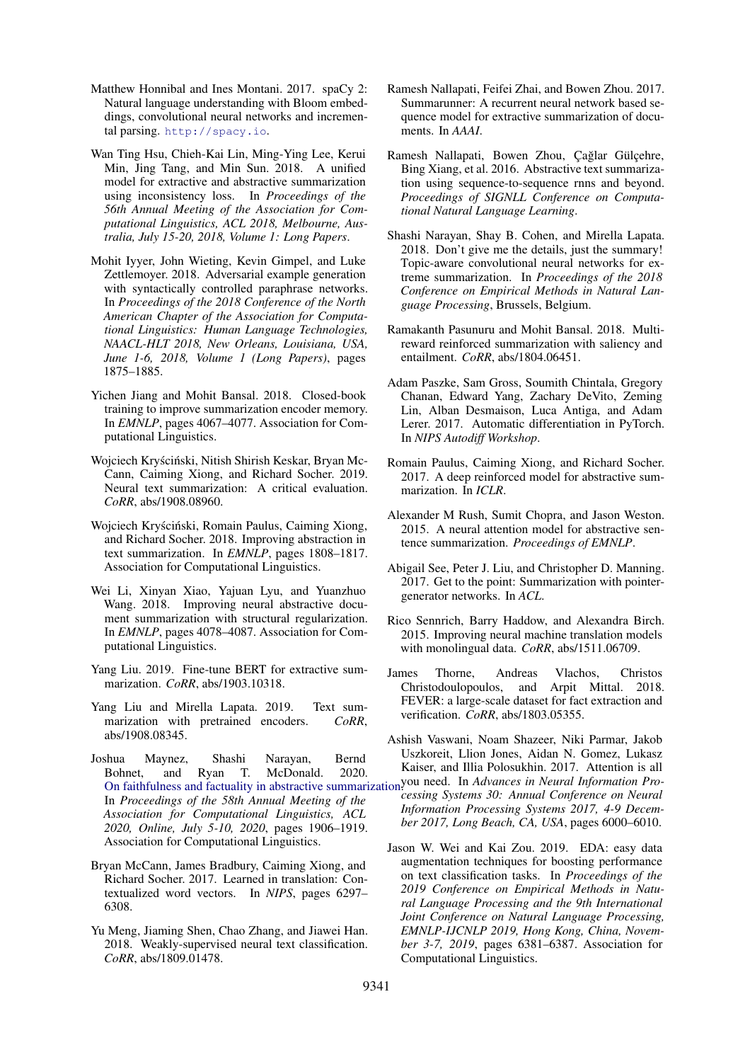Matthew Honnibal and Ines Montani. 2017. spaCy 2: Natural language understanding with Bloom embeddings, convolutional neural networks and incremental parsing. http://spacy.io.

Wan Ting Hsu, Chieh-Kai Lin, Ming-Ying Lee, Kerui Min, Jing Tang, and Min Sun. 2018. A unified model for extractive and abstractive summarization using inconsistency loss. In *Proceedings of the 56th Annual Meeting of the Association for Computational Linguistics, ACL 2018, Melbourne, Australia, July 15-20, 2018, Volume 1: Long Papers*.

Mohit Iyyer, John Wieting, Kevin Gimpel, and Luke Zettlemoyer. 2018. Adversarial example generation with syntactically controlled paraphrase networks. In *Proceedings of the 2018 Conference of the North American Chapter of the Association for Computational Linguistics: Human Language Technologies, NAACL-HLT 2018, New Orleans, Louisiana, USA, June 1-6, 2018, Volume 1 (Long Papers)*, pages 1875–1885.

Yichen Jiang and Mohit Bansal. 2018. Closed-book training to improve summarization encoder memory. In *EMNLP*, pages 4067–4077. Association for Computational Linguistics.

Wojciech Kryściński, Nitish Shirish Keskar, Bryan McCann, Caiming Xiong, and Richard Socher. 2019. Neural text summarization: A critical evaluation. *CoRR*, abs/1908.08960.

Wojciech Kryściński, Romain Paulus, Caiming Xiong, and Richard Socher. 2018. Improving abstraction in text summarization. In *EMNLP*, pages 1808–1817. Association for Computational Linguistics.

Wei Li, Xinyan Xiao, Yajuan Lyu, and Yuanzhuo Wang. 2018. Improving neural abstractive document summarization with structural regularization. In *EMNLP*, pages 4078–4087. Association for Computational Linguistics.

Yang Liu. 2019. Fine-tune BERT for extractive summarization. *CoRR*, abs/1903.10318.

Yang Liu and Mirella Lapata. 2019. Text summarization with pretrained encoders. *CoRR*, abs/1908.08345.

Joshua Maynez, Shashi Narayan, Bernd Bohnet, and Ryan T. McDonald. 2020. On faithfulness and factuality in abstractive summarization. In *Proceedings of the 58th Annual Meeting of the Association for Computational Linguistics, ACL 2020, Online, July 5-10, 2020*, pages 1906–1919. Association for Computational Linguistics.

Bryan McCann, James Bradbury, Caiming Xiong, and Richard Socher. 2017. Learned in translation: Contextualized word vectors. In *NIPS*, pages 6297–6308.

Yu Meng, Jiaming Shen, Chao Zhang, and Jiawei Han. 2018. Weakly-supervised neural text classification. *CoRR*, abs/1809.01478.

Ramesh Nallapati, Feifei Zhai, and Bowen Zhou. 2017. Summarunner: A recurrent neural network based sequence model for extractive summarization of documents. In *AAAI*.

Ramesh Nallapati, Bowen Zhou, Çağlar Gülçehre, Bing Xiang, et al. 2016. Abstractive text summarization using sequence-to-sequence rnns and beyond. *Proceedings of SIGNLL Conference on Computational Natural Language Learning*.

Shashi Narayan, Shay B. Cohen, and Mirella Lapata. 2018. Don't give me the details, just the summary! Topic-aware convolutional neural networks for extreme summarization. In *Proceedings of the 2018 Conference on Empirical Methods in Natural Language Processing*, Brussels, Belgium.

Ramakanth Pasunuru and Mohit Bansal. 2018. Multi-reward reinforced summarization with saliency and entailment. *CoRR*, abs/1804.06451.

Adam Paszke, Sam Gross, Soumith Chintala, Gregory Chanan, Edward Yang, Zachary DeVito, Zeming Lin, Alban Desmaison, Luca Antiga, and Adam Lerer. 2017. Automatic differentiation in PyTorch. In *NIPS Autodiff Workshop*.

Romain Paulus, Caiming Xiong, and Richard Socher. 2017. A deep reinforced model for abstractive summarization. In *ICLR*.

Alexander M Rush, Sumit Chopra, and Jason Weston. 2015. A neural attention model for abstractive sentence summarization. *Proceedings of EMNLP*.

Abigail See, Peter J. Liu, and Christopher D. Manning. 2017. Get to the point: Summarization with pointer-generator networks. In *ACL*.

Rico Sennrich, Barry Haddow, and Alexandra Birch. 2015. Improving neural machine translation models with monolingual data. *CoRR*, abs/1511.06709.

James Thorne, Andreas Vlachos, Christos Christodoulopoulos, and Arpit Mittal. 2018. FEVER: a large-scale dataset for fact extraction and verification. *CoRR*, abs/1803.05355.

Ashish Vaswani, Noam Shazeer, Niki Parmar, Jakob Uszkoreit, Llion Jones, Aidan N. Gomez, Lukasz Kaiser, and Illia Polosukhin. 2017. Attention is all you need. In *Advances in Neural Information Processing Systems 30: Annual Conference on Neural Information Processing Systems 2017, 4-9 December 2017, Long Beach, CA, USA*, pages 6000–6010.

Jason W. Wei and Kai Zou. 2019. EDA: easy data augmentation techniques for boosting performance on text classification tasks. In *Proceedings of the 2019 Conference on Empirical Methods in Natural Language Processing and the 9th International Joint Conference on Natural Language Processing, EMNLP-IJCNLP 2019, Hong Kong, China, November 3-7, 2019*, pages 6381–6387. Association for Computational Linguistics.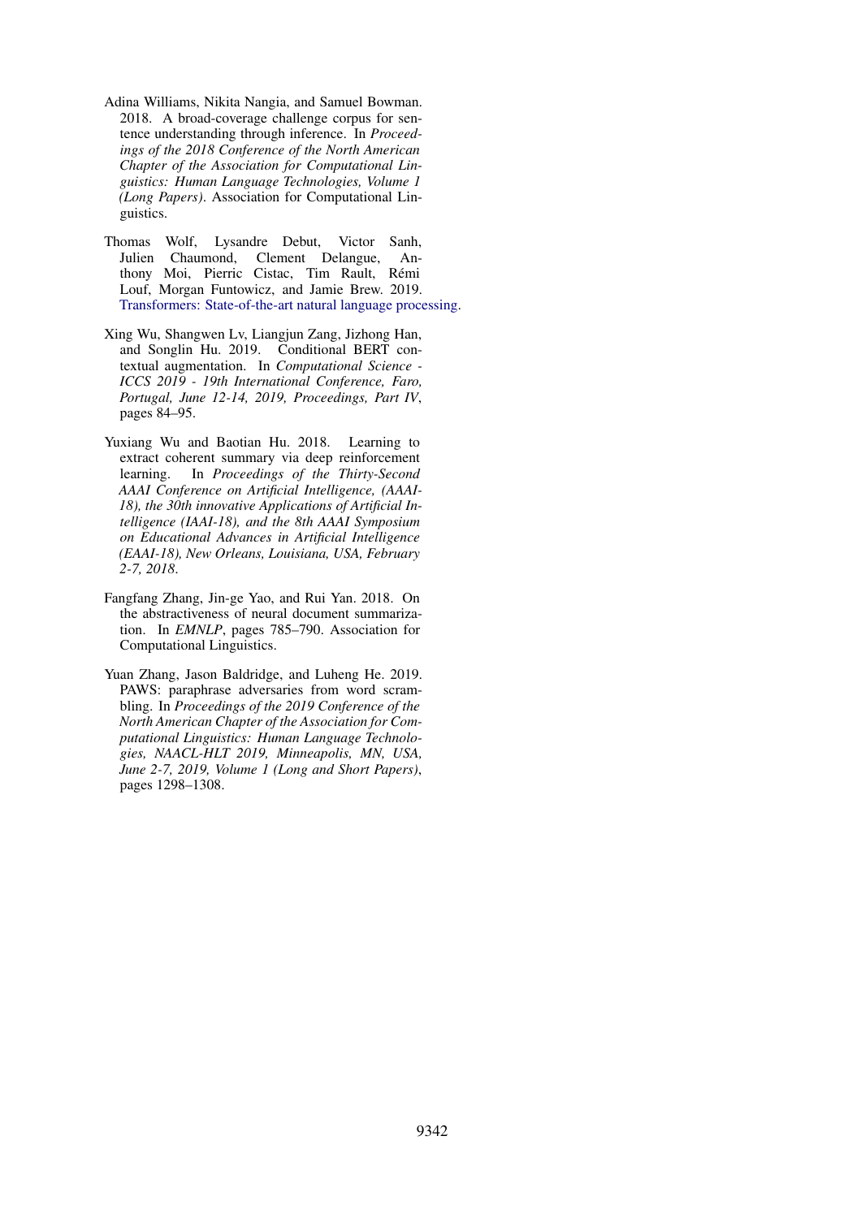Adina Williams, Nikita Nangia, and Samuel Bowman. 2018. A broad-coverage challenge corpus for sentence understanding through inference. In *Proceedings of the 2018 Conference of the North American Chapter of the Association for Computational Linguistics: Human Language Technologies, Volume 1 (Long Papers)*. Association for Computational Linguistics.

Thomas Wolf, Lysandre Debut, Victor Sanh, Julien Chaumond, Clement Delangue, Anthony Moi, Pierric Cistac, Tim Rault, Rémi Louf, Morgan Funtowicz, and Jamie Brew. 2019. Transformers: State-of-the-art natural language processing.

Xing Wu, Shangwen Lv, Liangjun Zang, Jizhong Han, and Songlin Hu. 2019. Conditional BERT contextual augmentation. In *Computational Science - ICCS 2019 - 19th International Conference, Faro, Portugal, June 12-14, 2019, Proceedings, Part IV*, pages 84–95.

Yuxiang Wu and Baotian Hu. 2018. Learning to extract coherent summary via deep reinforcement learning. In *Proceedings of the Thirty-Second AAAI Conference on Artificial Intelligence, (AAAI-18), the 30th innovative Applications of Artificial Intelligence (IAAI-18), and the 8th AAAI Symposium on Educational Advances in Artificial Intelligence (EAAI-18), New Orleans, Louisiana, USA, February 2-7, 2018*.

Fangfang Zhang, Jin-ge Yao, and Rui Yan. 2018. On the abstractiveness of neural document summarization. In *EMNLP*, pages 785–790. Association for Computational Linguistics.

Yuan Zhang, Jason Baldridge, and Luheng He. 2019. PAWS: paraphrase adversaries from word scrambling. In *Proceedings of the 2019 Conference of the North American Chapter of the Association for Computational Linguistics: Human Language Technologies, NAACL-HLT 2019, Minneapolis, MN, USA, June 2-7, 2019, Volume 1 (Long and Short Papers)*, pages 1298–1308.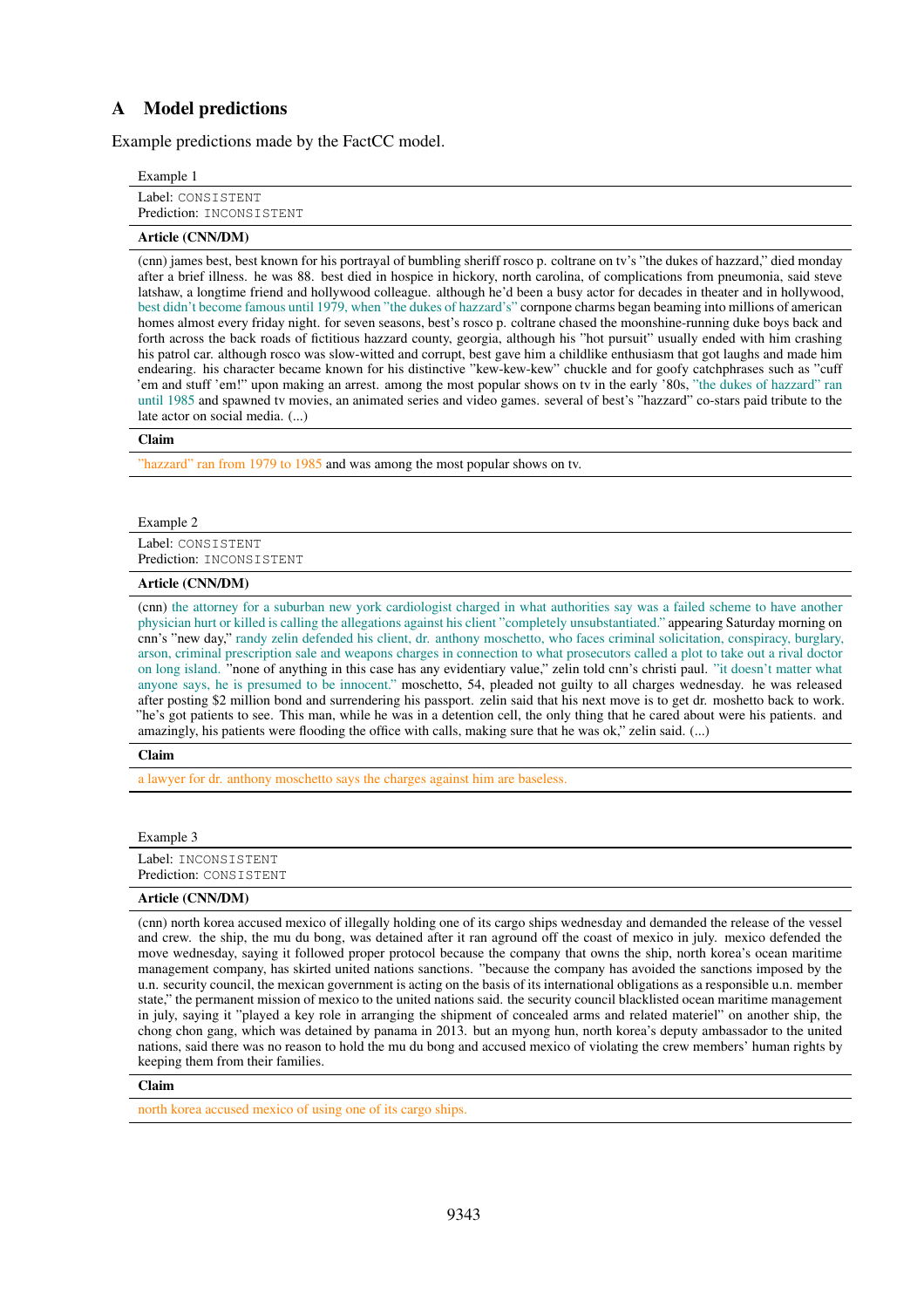## A Model predictions

Example predictions made by the FactCC model.

Example 1

Label: CONSISTENT
Prediction: INCONSISTENT

**Article (CNN/DM)**

(cnn) james best, best known for his portrayal of bumbling sheriff rosco p. coltrane on tv's "the dukes of hazzard," died monday after a brief illness. he was 88. best died in hospice in hickory, north carolina, of complications from pneumonia, said steve latshaw, a longtime friend and hollywood colleague. although he'd been a busy actor for decades in theater and in hollywood, best didn't become famous until 1979, when "the dukes of hazzard's" cornpone charms began beaming into millions of american homes almost every friday night. for seven seasons, best's rosco p. coltrane chased the moonshine-running duke boys back and forth across the back roads of fictitious hazzard county, georgia, although his "hot pursuit" usually ended with him crashing his patrol car. although rosco was slow-witted and corrupt, best gave him a childlike enthusiasm that got laughs and made him endearing. his character became known for his distinctive "kew-kew-kew" chuckle and for goofy catchphrases such as "cuff 'em and stuff 'em!" upon making an arrest. among the most popular shows on tv in the early '80s, "the dukes of hazzard" ran until 1985 and spawned tv movies, an animated series and video games. several of best's "hazzard" co-stars paid tribute to the late actor on social media. (...)

**Claim**

"hazzard" ran from 1979 to 1985 and was among the most popular shows on tv.

Example 2

Label: CONSISTENT
Prediction: INCONSISTENT

**Article (CNN/DM)**

(cnn) the attorney for a suburban new york cardiologist charged in what authorities say was a failed scheme to have another physician hurt or killed is calling the allegations against his client "completely unsubstantiated." appearing Saturday morning on cnn's "new day," randy zelin defended his client, dr. anthony moschetto, who faces criminal solicitation, conspiracy, burglary, arson, criminal prescription sale and weapons charges in connection to what prosecutors called a plot to take out a rival doctor on long island. "none of anything in this case has any evidentiary value," zelin told cnn's christi paul. "it doesn't matter what anyone says, he is presumed to be innocent." moschetto, 54, pleaded not guilty to all charges wednesday. he was released after posting $2 million bond and surrendering his passport. zelin said that his next move is to get dr. moshetto back to work. "he's got patients to see. This man, while he was in a detention cell, the only thing that he cared about were his patients. and amazingly, his patients were flooding the office with calls, making sure that he was ok," zelin said. (...)

**Claim**

a lawyer for dr. anthony moschetto says the charges against him are baseless.

Example 3

Label: INCONSISTENT
Prediction: CONSISTENT

**Article (CNN/DM)**

(cnn) north korea accused mexico of illegally holding one of its cargo ships wednesday and demanded the release of the vessel and crew. the ship, the mu du bong, was detained after it ran aground off the coast of mexico in july. mexico defended the move wednesday, saying it followed proper protocol because the company that owns the ship, north korea's ocean maritime management company, has skirted united nations sanctions. "because the company has avoided the sanctions imposed by the u.n. security council, the mexican government is acting on the basis of its international obligations as a responsible u.n. member state," the permanent mission of mexico to the united nations said. the security council blacklisted ocean maritime management in july, saying it "played a key role in arranging the shipment of concealed arms and related materiel" on another ship, the chong chon gang, which was detained by panama in 2013. but an myong hun, north korea's deputy ambassador to the united nations, said there was no reason to hold the mu du bong and accused mexico of violating the crew members' human rights by keeping them from their families.

**Claim**

north korea accused mexico of using one of its cargo ships.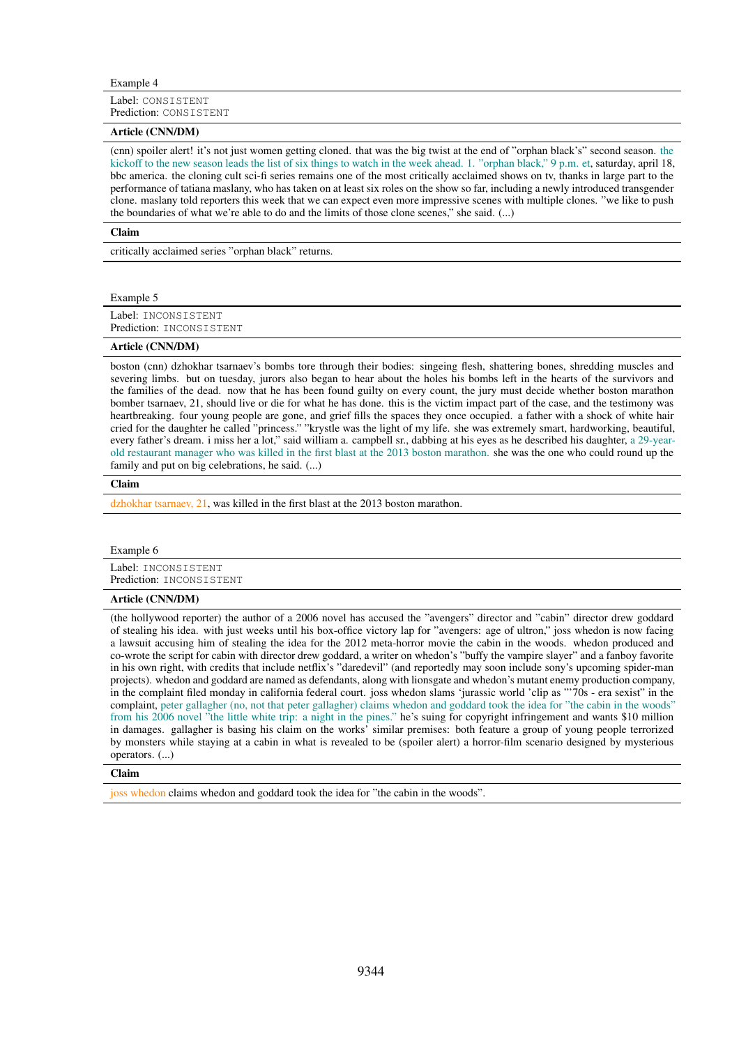Example 4

Label: CONSISTENT
Prediction: CONSISTENT

**Article (CNN/DM)**

(cnn) spoiler alert! it's not just women getting cloned. that was the big twist at the end of "orphan black's" second season. the kickoff to the new season leads the list of six things to watch in the week ahead. 1. "orphan black," 9 p.m. et, saturday, april 18, bbc america. the cloning cult sci-fi series remains one of the most critically acclaimed shows on tv, thanks in large part to the performance of tatiana maslany, who has taken on at least six roles on the show so far, including a newly introduced transgender clone. maslany told reporters this week that we can expect even more impressive scenes with multiple clones. "we like to push the boundaries of what we're able to do and the limits of those clone scenes," she said. (...)

**Claim**

critically acclaimed series "orphan black" returns.

Example 5

Label: INCONSISTENT
Prediction: INCONSISTENT

**Article (CNN/DM)**

boston (cnn) dzhokhar tsarnaev's bombs tore through their bodies: singeing flesh, shattering bones, shredding muscles and severing limbs. but on tuesday, jurors also began to hear about the holes his bombs left in the hearts of the survivors and the families of the dead. now that he has been found guilty on every count, the jury must decide whether boston marathon bomber tsarnaev, 21, should live or die for what he has done. this is the victim impact part of the case, and the testimony was heartbreaking. four young people are gone, and grief fills the spaces they once occupied. a father with a shock of white hair cried for the daughter he called "princess." "krystle was the light of my life. she was extremely smart, hardworking, beautiful, every father's dream. i miss her a lot," said william a. campbell sr., dabbing at his eyes as he described his daughter, a 29-year-old restaurant manager who was killed in the first blast at the 2013 boston marathon. she was the one who could round up the family and put on big celebrations, he said. (...)

**Claim**

dzhokhar tsarnaev, 21, was killed in the first blast at the 2013 boston marathon.

Example 6

Label: INCONSISTENT
Prediction: INCONSISTENT

**Article (CNN/DM)**

(the hollywood reporter) the author of a 2006 novel has accused the "avengers" director and "cabin" director drew goddard of stealing his idea. with just weeks until his box-office victory lap for "avengers: age of ultron," joss whedon is now facing a lawsuit accusing him of stealing the idea for the 2012 meta-horror movie the cabin in the woods. whedon produced and co-wrote the script for cabin with director drew goddard, a writer on whedon's "buffy the vampire slayer" and a fanboy favorite in his own right, with credits that include netflix's "daredevil" (and reportedly may soon include sony's upcoming spider-man projects). whedon and goddard are named as defendants, along with lionsgate and whedon's mutant enemy production company, in the complaint filed monday in california federal court. joss whedon slams 'jurassic world 'clip as "'70s - era sexist" in the complaint, peter gallagher (no, not that peter gallagher) claims whedon and goddard took the idea for "the cabin in the woods" from his 2006 novel "the little white trip: a night in the pines." he's suing for copyright infringement and wants $10 million in damages. gallagher is basing his claim on the works' similar premises: both feature a group of young people terrorized by monsters while staying at a cabin in what is revealed to be (spoiler alert) a horror-film scenario designed by mysterious operators. (...)

**Claim**

joss whedon claims whedon and goddard took the idea for "the cabin in the woods".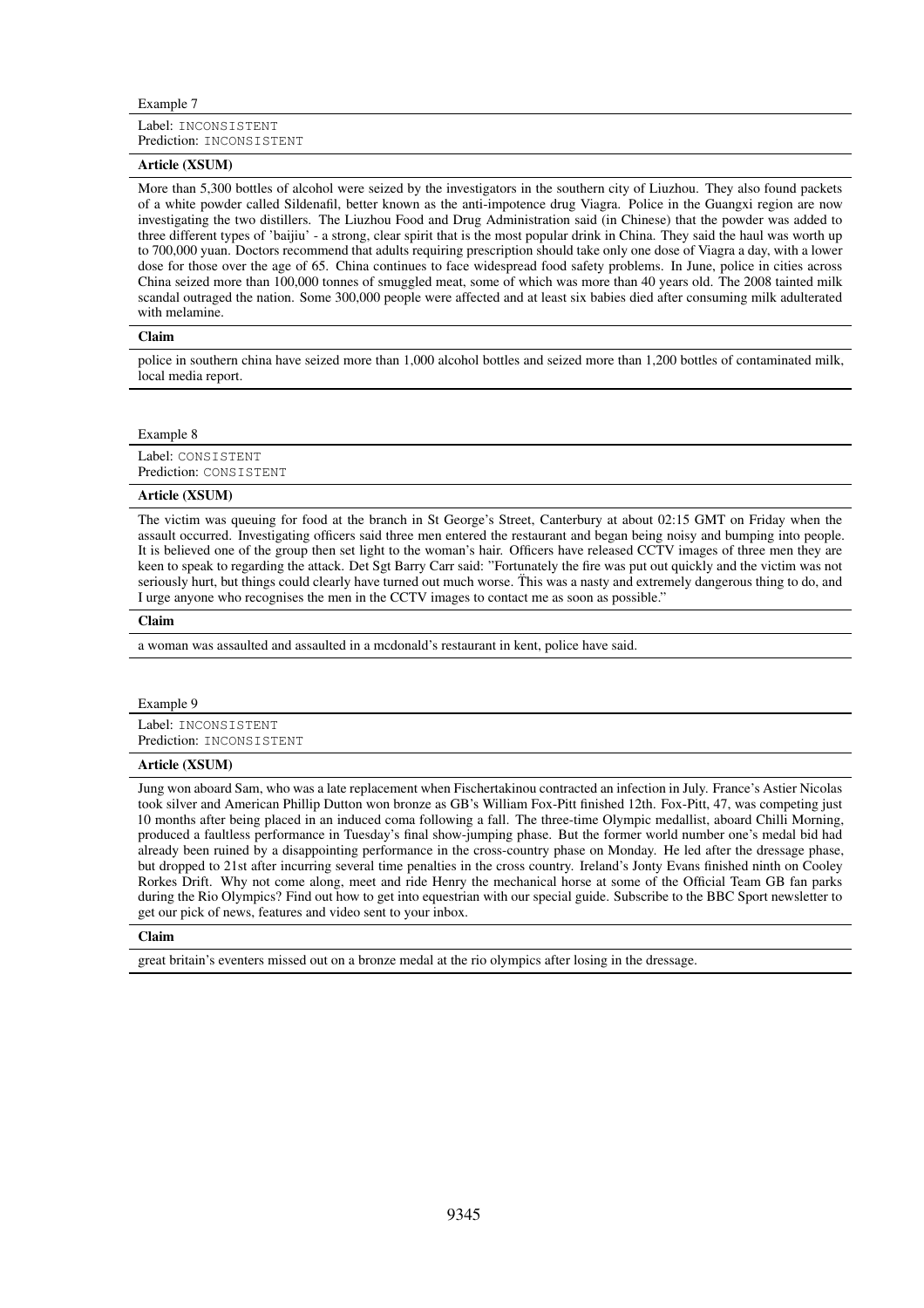Example 7

Label: INCONSISTENT
Prediction: INCONSISTENT

**Article (XSUM)**

More than 5,300 bottles of alcohol were seized by the investigators in the southern city of Liuzhou. They also found packets of a white powder called Sildenafil, better known as the anti-impotence drug Viagra. Police in the Guangxi region are now investigating the two distillers. The Liuzhou Food and Drug Administration said (in Chinese) that the powder was added to three different types of 'baijiu' - a strong, clear spirit that is the most popular drink in China. They said the haul was worth up to 700,000 yuan. Doctors recommend that adults requiring prescription should take only one dose of Viagra a day, with a lower dose for those over the age of 65. China continues to face widespread food safety problems. In June, police in cities across China seized more than 100,000 tonnes of smuggled meat, some of which was more than 40 years old. The 2008 tainted milk scandal outraged the nation. Some 300,000 people were affected and at least six babies died after consuming milk adulterated with melamine.

**Claim**

police in southern china have seized more than 1,000 alcohol bottles and seized more than 1,200 bottles of contaminated milk, local media report.

Example 8

Label: CONSISTENT
Prediction: CONSISTENT

**Article (XSUM)**

The victim was queuing for food at the branch in St George's Street, Canterbury at about 02:15 GMT on Friday when the assault occurred. Investigating officers said three men entered the restaurant and began being noisy and bumping into people. It is believed one of the group then set light to the woman's hair. Officers have released CCTV images of three men they are keen to speak to regarding the attack. Det Sgt Barry Carr said: "Fortunately the fire was put out quickly and the victim was not seriously hurt, but things could clearly have turned out much worse. This was a nasty and extremely dangerous thing to do, and I urge anyone who recognises the men in the CCTV images to contact me as soon as possible."

**Claim**

a woman was assaulted and assaulted in a mcdonald's restaurant in kent, police have said.

Example 9

Label: INCONSISTENT
Prediction: INCONSISTENT

**Article (XSUM)**

Jung won aboard Sam, who was a late replacement when Fischertakinou contracted an infection in July. France's Astier Nicolas took silver and American Phillip Dutton won bronze as GB's William Fox-Pitt finished 12th. Fox-Pitt, 47, was competing just 10 months after being placed in an induced coma following a fall. The three-time Olympic medallist, aboard Chilli Morning, produced a faultless performance in Tuesday's final show-jumping phase. But the former world number one's medal bid had already been ruined by a disappointing performance in the cross-country phase on Monday. He led after the dressage phase, but dropped to 21st after incurring several time penalties in the cross country. Ireland's Jonty Evans finished ninth on Cooley Rorkes Drift. Why not come along, meet and ride Henry the mechanical horse at some of the Official Team GB fan parks during the Rio Olympics? Find out how to get into equestrian with our special guide. Subscribe to the BBC Sport newsletter to get our pick of news, features and video sent to your inbox.

**Claim**

great britain's eventers missed out on a bronze medal at the rio olympics after losing in the dressage.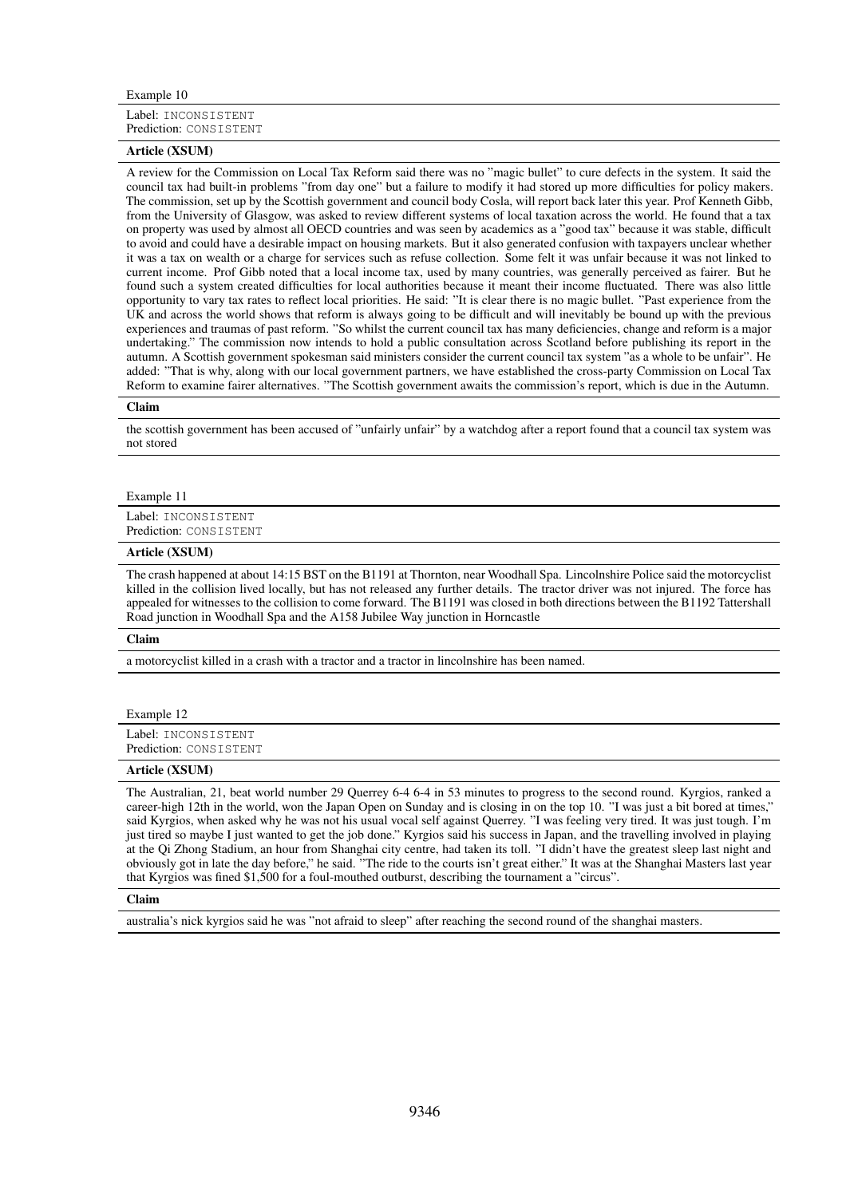Example 10

Label: INCONSISTENT
Prediction: CONSISTENT

**Article (XSUM)**

A review for the Commission on Local Tax Reform said there was no "magic bullet" to cure defects in the system. It said the council tax had built-in problems "from day one" but a failure to modify it had stored up more difficulties for policy makers. The commission, set up by the Scottish government and council body Cosla, will report back later this year. Prof Kenneth Gibb, from the University of Glasgow, was asked to review different systems of local taxation across the world. He found that a tax on property was used by almost all OECD countries and was seen by academics as a "good tax" because it was stable, difficult to avoid and could have a desirable impact on housing markets. But it also generated confusion with taxpayers unclear whether it was a tax on wealth or a charge for services such as refuse collection. Some felt it was unfair because it was not linked to current income. Prof Gibb noted that a local income tax, used by many countries, was generally perceived as fairer. But he found such a system created difficulties for local authorities because it meant their income fluctuated. There was also little opportunity to vary tax rates to reflect local priorities. He said: "It is clear there is no magic bullet. "Past experience from the UK and across the world shows that reform is always going to be difficult and will inevitably be bound up with the previous experiences and traumas of past reform. "So whilst the current council tax has many deficiencies, change and reform is a major undertaking." The commission now intends to hold a public consultation across Scotland before publishing its report in the autumn. A Scottish government spokesman said ministers consider the current council tax system "as a whole to be unfair". He added: "That is why, along with our local government partners, we have established the cross-party Commission on Local Tax Reform to examine fairer alternatives. "The Scottish government awaits the commission's report, which is due in the Autumn.

**Claim**

the scottish government has been accused of "unfairly unfair" by a watchdog after a report found that a council tax system was not stored

Example 11

Label: INCONSISTENT
Prediction: CONSISTENT

**Article (XSUM)**

The crash happened at about 14:15 BST on the B1191 at Thornton, near Woodhall Spa. Lincolnshire Police said the motorcyclist killed in the collision lived locally, but has not released any further details. The tractor driver was not injured. The force has appealed for witnesses to the collision to come forward. The B1191 was closed in both directions between the B1192 Tattershall Road junction in Woodhall Spa and the A158 Jubilee Way junction in Horncastle

**Claim**

a motorcyclist killed in a crash with a tractor and a tractor in lincolnshire has been named.

Example 12

Label: INCONSISTENT
Prediction: CONSISTENT

**Article (XSUM)**

The Australian, 21, beat world number 29 Querrey 6-4 6-4 in 53 minutes to progress to the second round. Kyrgios, ranked a career-high 12th in the world, won the Japan Open on Sunday and is closing in on the top 10. "I was just a bit bored at times," said Kyrgios, when asked why he was not his usual vocal self against Querrey. "I was feeling very tired. It was just tough. I'm just tired so maybe I just wanted to get the job done." Kyrgios said his success in Japan, and the travelling involved in playing at the Qi Zhong Stadium, an hour from Shanghai city centre, had taken its toll. "I didn't have the greatest sleep last night and obviously got in late the day before," he said. "The ride to the courts isn't great either." It was at the Shanghai Masters last year that Kyrgios was fined $1,500 for a foul-mouthed outburst, describing the tournament a "circus".

**Claim**

australia's nick kyrgios said he was "not afraid to sleep" after reaching the second round of the shanghai masters.